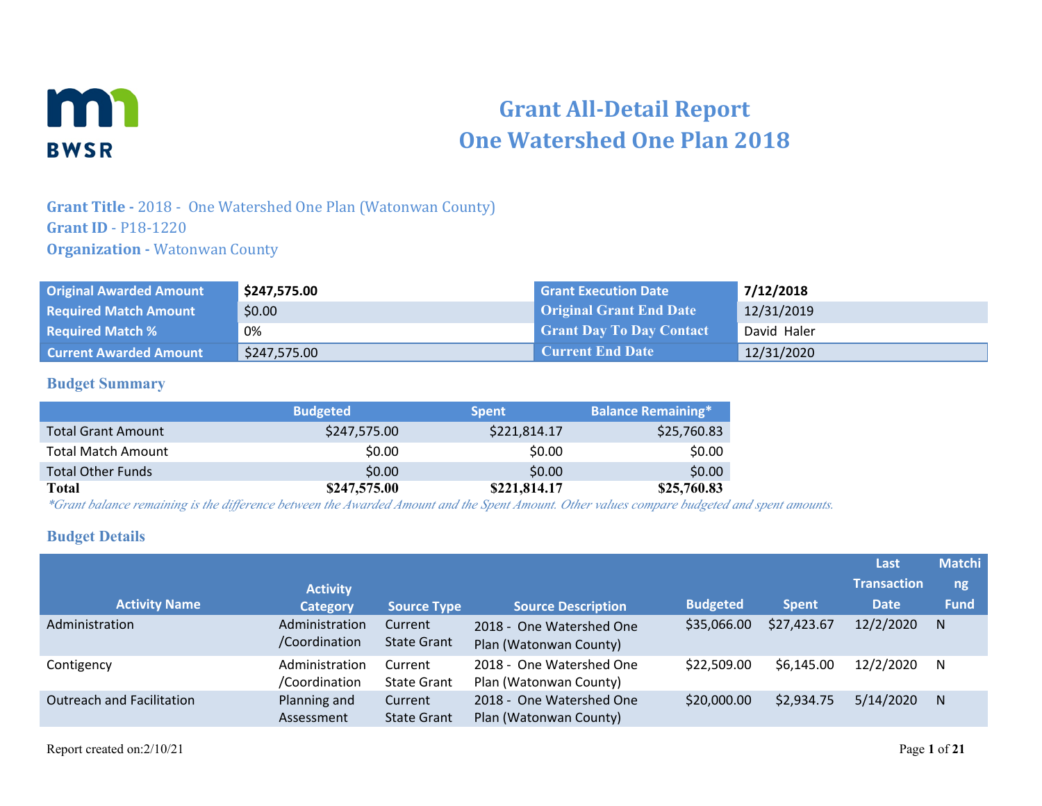# Grant All-Detail Report
# One Watershed One Plan 2018

**Grant Title -** 2018 - One Watershed One Plan (Watonwan County)
**Grant ID** - P18-1220
**Organization -** Watonwan County

| | | | |
|---|---|---|---|
| **Original Awarded Amount** | **$247,575.00** | **Grant Execution Date** | **7/12/2018** |
| **Required Match Amount** | $0.00 | **Original Grant End Date** | 12/31/2019 |
| **Required Match %** | 0% | **Grant Day To Day Contact** | David Haler |
| **Current Awarded Amount** | $247,575.00 | **Current End Date** | 12/31/2020 |

## Budget Summary

| | Budgeted | Spent | Balance Remaining* |
|---|---|---|---|
| Total Grant Amount | $247,575.00 | $221,814.17 | $25,760.83 |
| Total Match Amount | $0.00 | $0.00 | $0.00 |
| Total Other Funds | $0.00 | $0.00 | $0.00 |
| **Total** | **$247,575.00** | **$221,814.17** | **$25,760.83** |

*\*Grant balance remaining is the difference between the Awarded Amount and the Spent Amount. Other values compare budgeted and spent amounts.*

## Budget Details

| Activity Name | Activity Category | Source Type | Source Description | Budgeted | Spent | Last Transaction Date | Matching Fund |
|---|---|---|---|---|---|---|---|
| Administration | Administration /Coordination | Current State Grant | 2018 - One Watershed One Plan (Watonwan County) | $35,066.00 | $27,423.67 | 12/2/2020 | N |
| Contigency | Administration /Coordination | Current State Grant | 2018 - One Watershed One Plan (Watonwan County) | $22,509.00 | $6,145.00 | 12/2/2020 | N |
| Outreach and Facilitation | Planning and Assessment | Current State Grant | 2018 - One Watershed One Plan (Watonwan County) | $20,000.00 | $2,934.75 | 5/14/2020 | N |

Report created on:2/10/21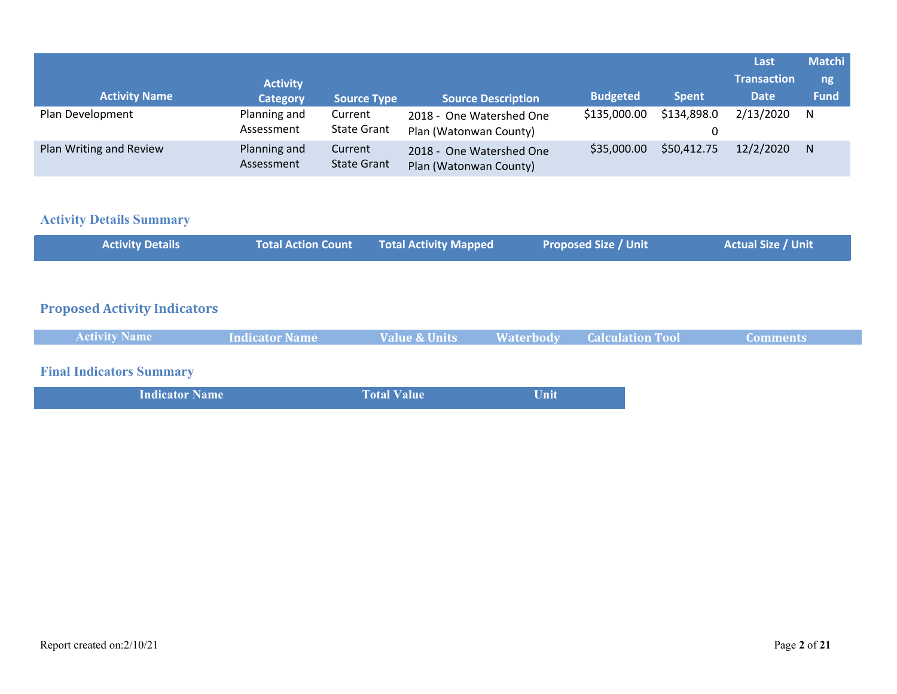| Activity Name | Activity Category | Source Type | Source Description | Budgeted | Spent | Last Transaction Date | Matching Fund |
|---|---|---|---|---|---|---|---|
| Plan Development | Planning and Assessment | Current State Grant | 2018 - One Watershed One Plan (Watonwan County) | $135,000.00 | $134,898.00 | 2/13/2020 | N |
| Plan Writing and Review | Planning and Assessment | Current State Grant | 2018 - One Watershed One Plan (Watonwan County) | $35,000.00 | $50,412.75 | 12/2/2020 | N |

## Activity Details Summary

| Activity Details | Total Action Count | Total Activity Mapped | Proposed Size / Unit | Actual Size / Unit |
|---|---|---|---|---|

## Proposed Activity Indicators

| Activity Name | Indicator Name | Value & Units | Waterbody | Calculation Tool | Comments |
|---|---|---|---|---|---|

## Final Indicators Summary

| Indicator Name | Total Value | Unit |
|---|---|---|

Report created on:2/10/21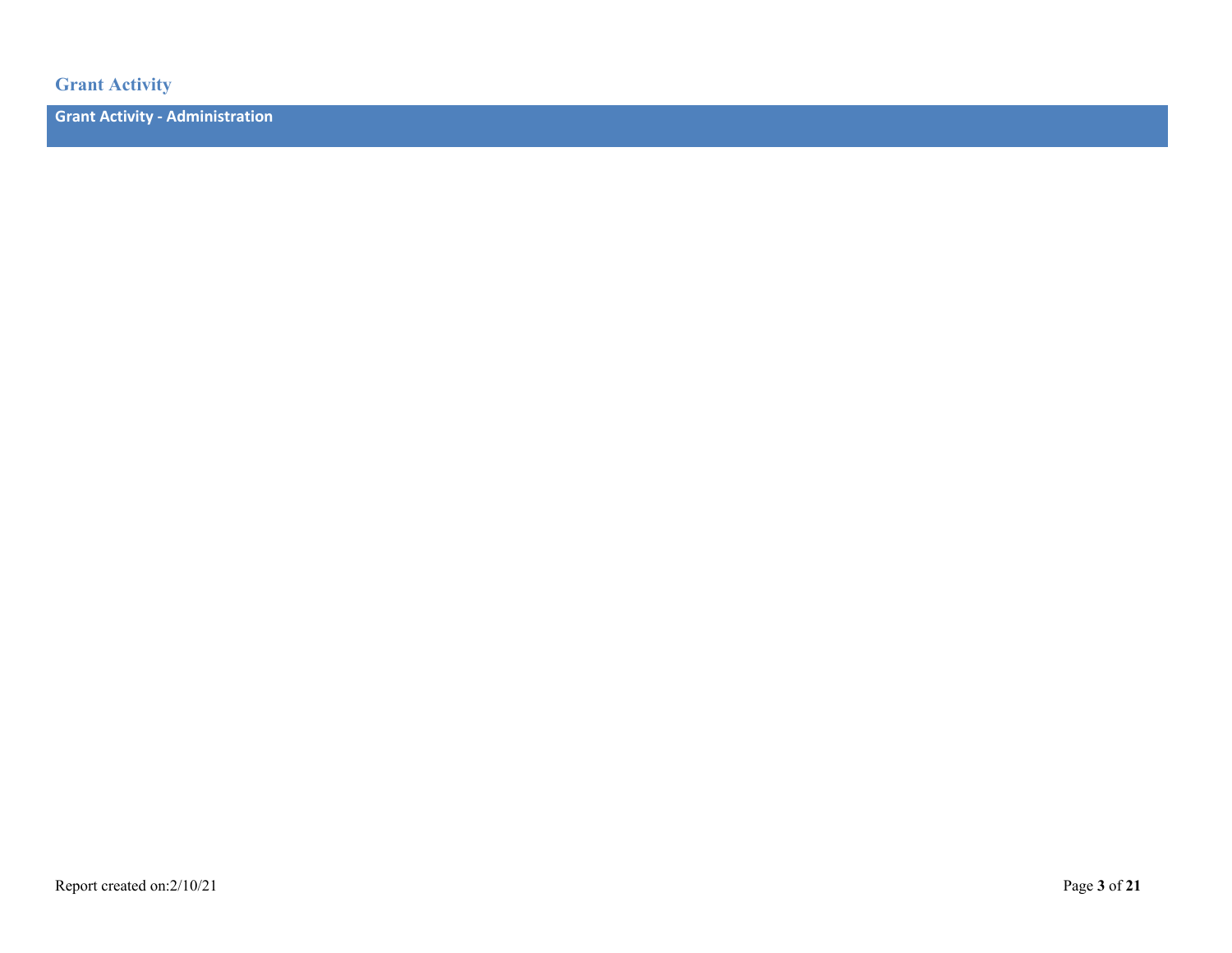## Grant Activity

### Grant Activity - Administration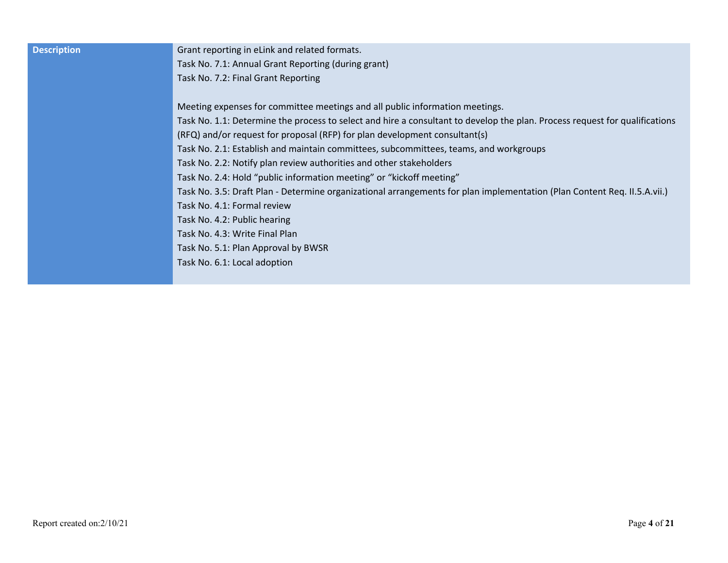| Description | Grant reporting in eLink and related formats.<br>Task No. 7.1: Annual Grant Reporting (during grant)<br>Task No. 7.2: Final Grant Reporting<br><br>Meeting expenses for committee meetings and all public information meetings.<br>Task No. 1.1: Determine the process to select and hire a consultant to develop the plan. Process request for qualifications (RFQ) and/or request for proposal (RFP) for plan development consultant(s)<br>Task No. 2.1: Establish and maintain committees, subcommittees, teams, and workgroups<br>Task No. 2.2: Notify plan review authorities and other stakeholders<br>Task No. 2.4: Hold "public information meeting" or "kickoff meeting"<br>Task No. 3.5: Draft Plan - Determine organizational arrangements for plan implementation (Plan Content Req. II.5.A.vii.)<br>Task No. 4.1: Formal review<br>Task No. 4.2: Public hearing<br>Task No. 4.3: Write Final Plan<br>Task No. 5.1: Plan Approval by BWSR<br>Task No. 6.1: Local adoption |
| --- | --- |

Report created on:2/10/21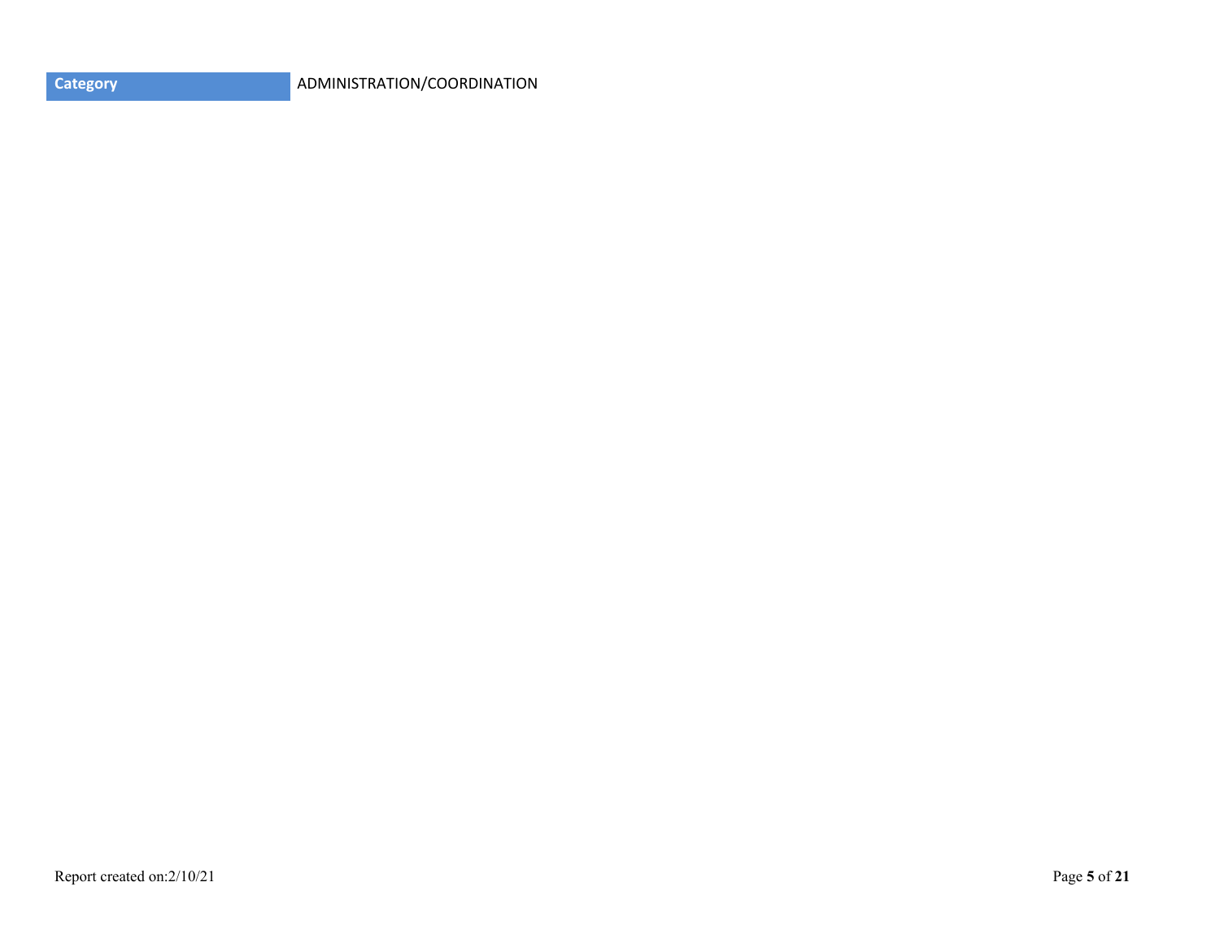| Category | ADMINISTRATION/COORDINATION |
| --- | --- |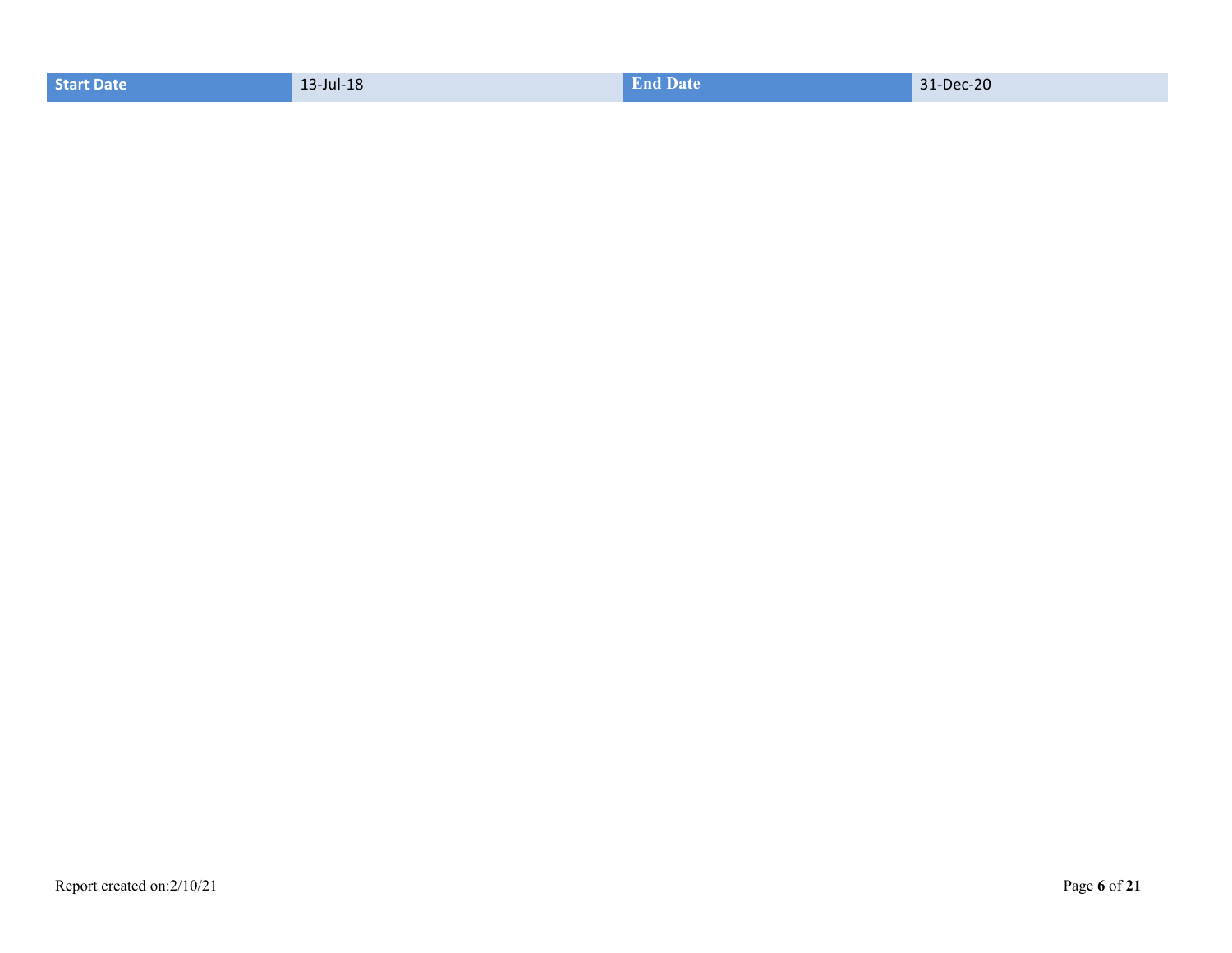| Start Date | 13-Jul-18 | End Date | 31-Dec-20 |
| --- | --- | --- | --- |

Report created on:2/10/21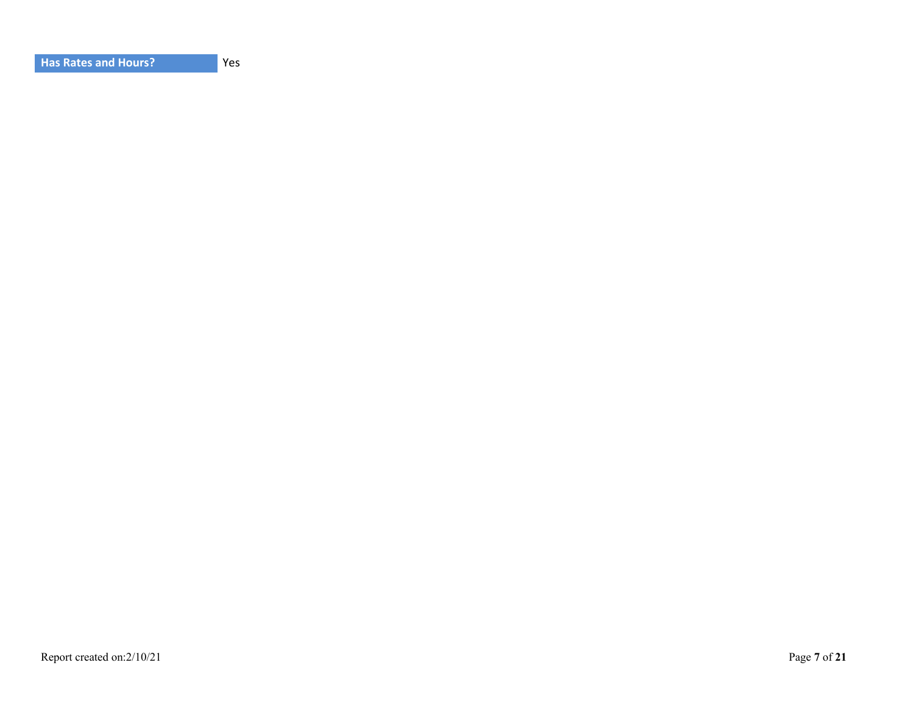| Has Rates and Hours? | Yes |
| --- | --- |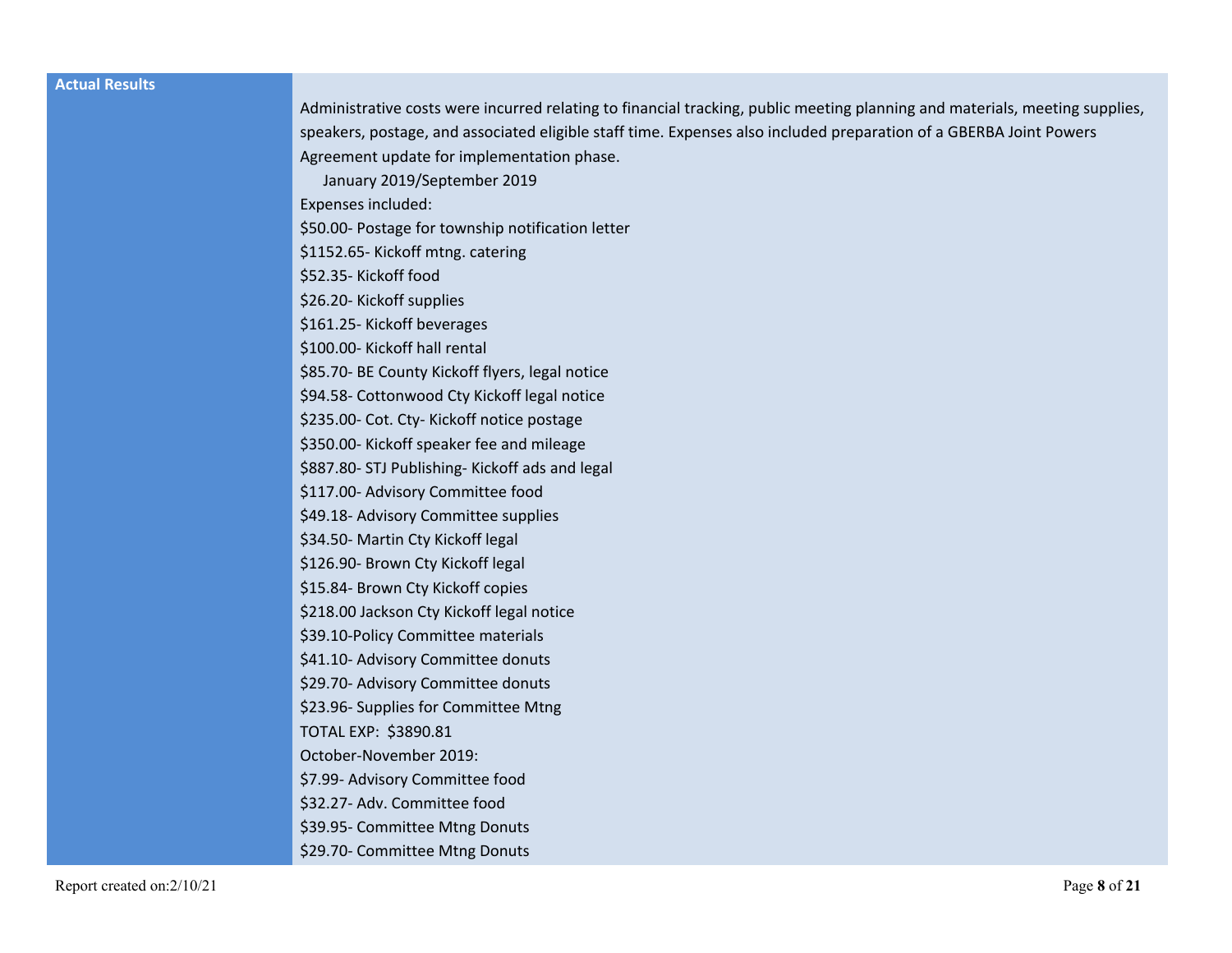| Actual Results | Administrative costs were incurred relating to financial tracking, public meeting planning and materials, meeting supplies, speakers, postage, and associated eligible staff time. Expenses also included preparation of a GBERBA Joint Powers Agreement update for implementation phase.<br>January 2019/September 2019<br>Expenses included:<br>$50.00- Postage for township notification letter<br>$1152.65- Kickoff mtng. catering<br>$52.35- Kickoff food<br>$26.20- Kickoff supplies<br>$161.25- Kickoff beverages<br>$100.00- Kickoff hall rental<br>$85.70- BE County Kickoff flyers, legal notice<br>$94.58- Cottonwood Cty Kickoff legal notice<br>$235.00- Cot. Cty- Kickoff notice postage<br>$350.00- Kickoff speaker fee and mileage<br>$887.80- STJ Publishing- Kickoff ads and legal<br>$117.00- Advisory Committee food<br>$49.18- Advisory Committee supplies<br>$34.50- Martin Cty Kickoff legal<br>$126.90- Brown Cty Kickoff legal<br>$15.84- Brown Cty Kickoff copies<br>$218.00 Jackson Cty Kickoff legal notice<br>$39.10-Policy Committee materials<br>$41.10- Advisory Committee donuts<br>$29.70- Advisory Committee donuts<br>$23.96- Supplies for Committee Mtng<br>TOTAL EXP: $3890.81<br>October-November 2019:<br>$7.99- Advisory Committee food<br>$32.27- Adv. Committee food<br>$39.95- Committee Mtng Donuts<br>$29.70- Committee Mtng Donuts |
|---|---|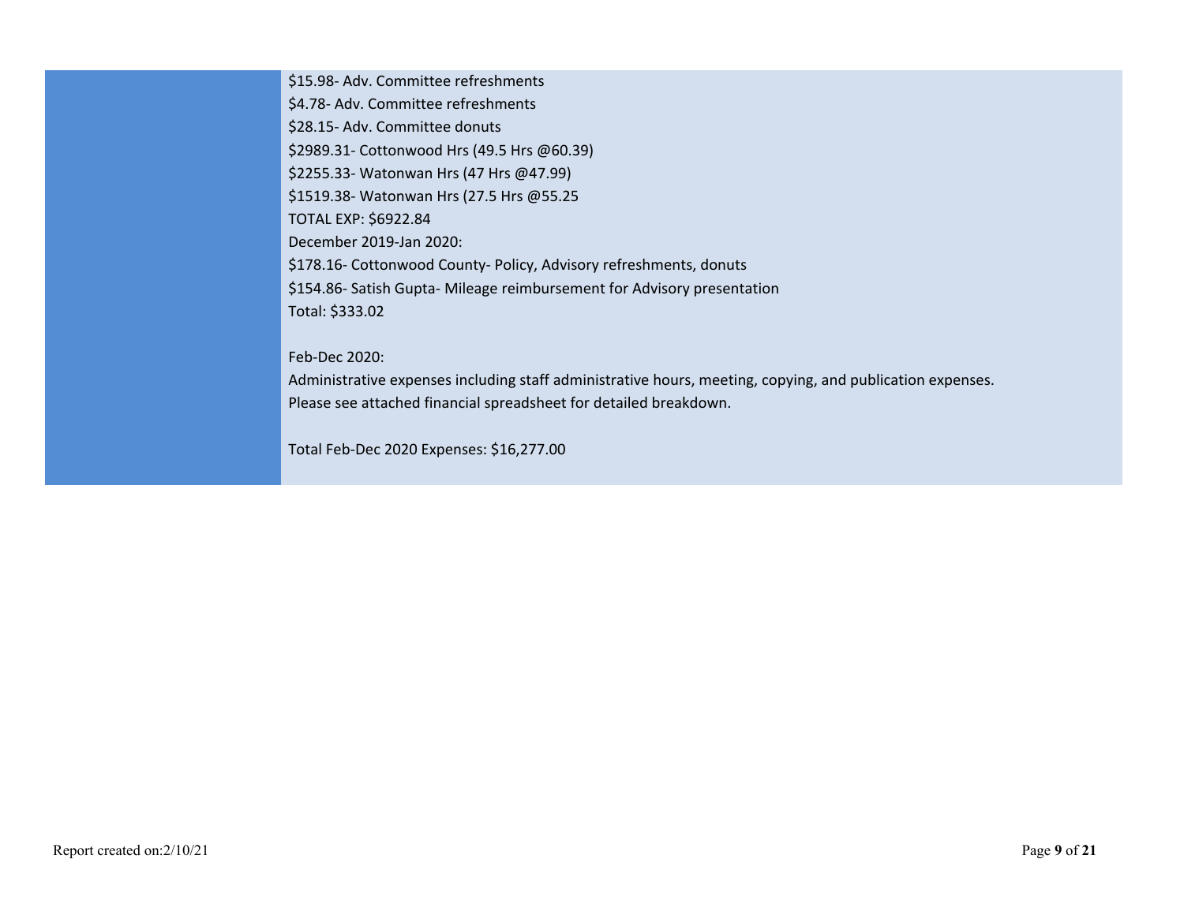| | |
|---|---|
| | $15.98- Adv. Committee refreshments<br>$4.78- Adv. Committee refreshments<br>$28.15- Adv. Committee donuts<br>$2989.31- Cottonwood Hrs (49.5 Hrs @60.39)<br>$2255.33- Watonwan Hrs (47 Hrs @47.99)<br>$1519.38- Watonwan Hrs (27.5 Hrs @55.25<br>TOTAL EXP: $6922.84<br>December 2019-Jan 2020:<br>$178.16- Cottonwood County- Policy, Advisory refreshments, donuts<br>$154.86- Satish Gupta- Mileage reimbursement for Advisory presentation<br>Total: $333.02<br><br>Feb-Dec 2020:<br>Administrative expenses including staff administrative hours, meeting, copying, and publication expenses.<br>Please see attached financial spreadsheet for detailed breakdown.<br><br>Total Feb-Dec 2020 Expenses: $16,277.00 |

Report created on:2/10/21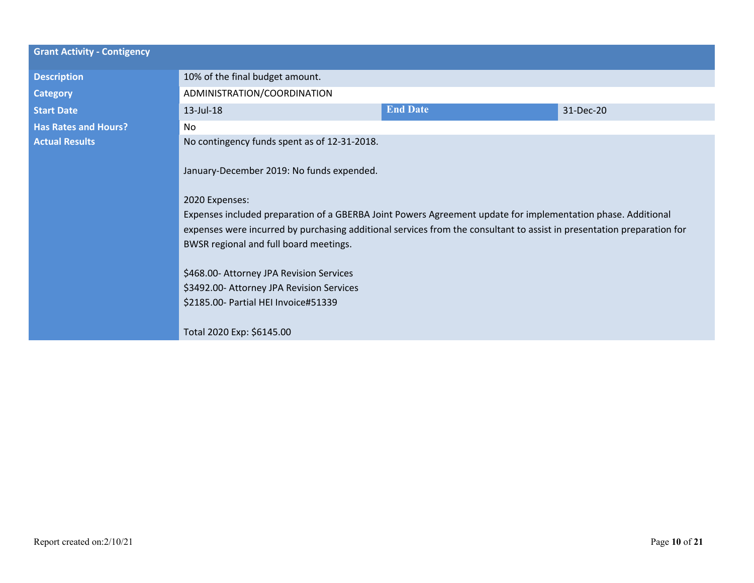| Grant Activity - Contigency | | | |
|---|---|---|---|
| **Description** | 10% of the final budget amount. | | |
| **Category** | ADMINISTRATION/COORDINATION | | |
| **Start Date** | 13-Jul-18 | **End Date** | 31-Dec-20 |
| **Has Rates and Hours?** | No | | |
| **Actual Results** | No contingency funds spent as of 12-31-2018.<br><br>January-December 2019: No funds expended.<br><br>2020 Expenses:<br>Expenses included preparation of a GBERBA Joint Powers Agreement update for implementation phase. Additional expenses were incurred by purchasing additional services from the consultant to assist in presentation preparation for BWSR regional and full board meetings.<br><br>$468.00- Attorney JPA Revision Services<br>$3492.00- Attorney JPA Revision Services<br>$2185.00- Partial HEI Invoice#51339<br><br>Total 2020 Exp: $6145.00 | | |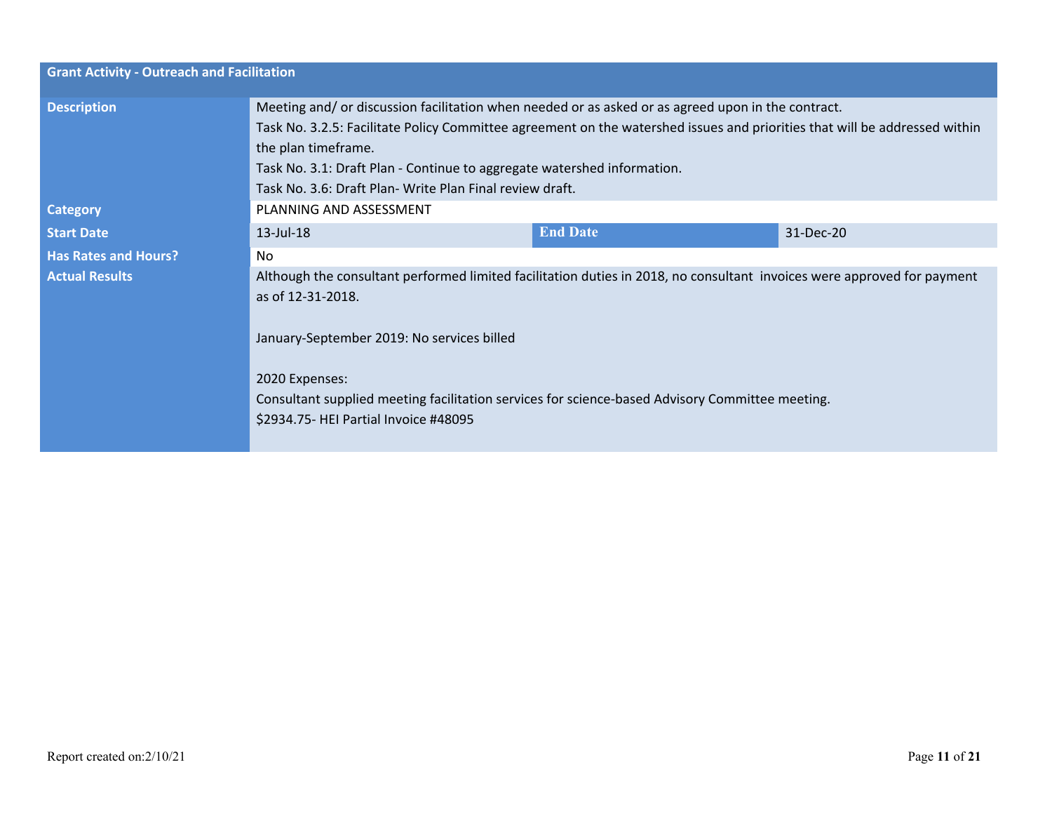| Grant Activity - Outreach and Facilitation | | | |
|---|---|---|---|
| **Description** | Meeting and/ or discussion facilitation when needed or as asked or as agreed upon in the contract.<br>Task No. 3.2.5: Facilitate Policy Committee agreement on the watershed issues and priorities that will be addressed within the plan timeframe.<br>Task No. 3.1: Draft Plan - Continue to aggregate watershed information.<br>Task No. 3.6: Draft Plan- Write Plan Final review draft. | | |
| **Category** | PLANNING AND ASSESSMENT | | |
| **Start Date** | 13-Jul-18 | **End Date** | 31-Dec-20 |
| **Has Rates and Hours?** | No | | |
| **Actual Results** | Although the consultant performed limited facilitation duties in 2018, no consultant invoices were approved for payment as of 12-31-2018.<br><br>January-September 2019: No services billed<br><br>2020 Expenses:<br>Consultant supplied meeting facilitation services for science-based Advisory Committee meeting.<br>$2934.75- HEI Partial Invoice #48095 | | |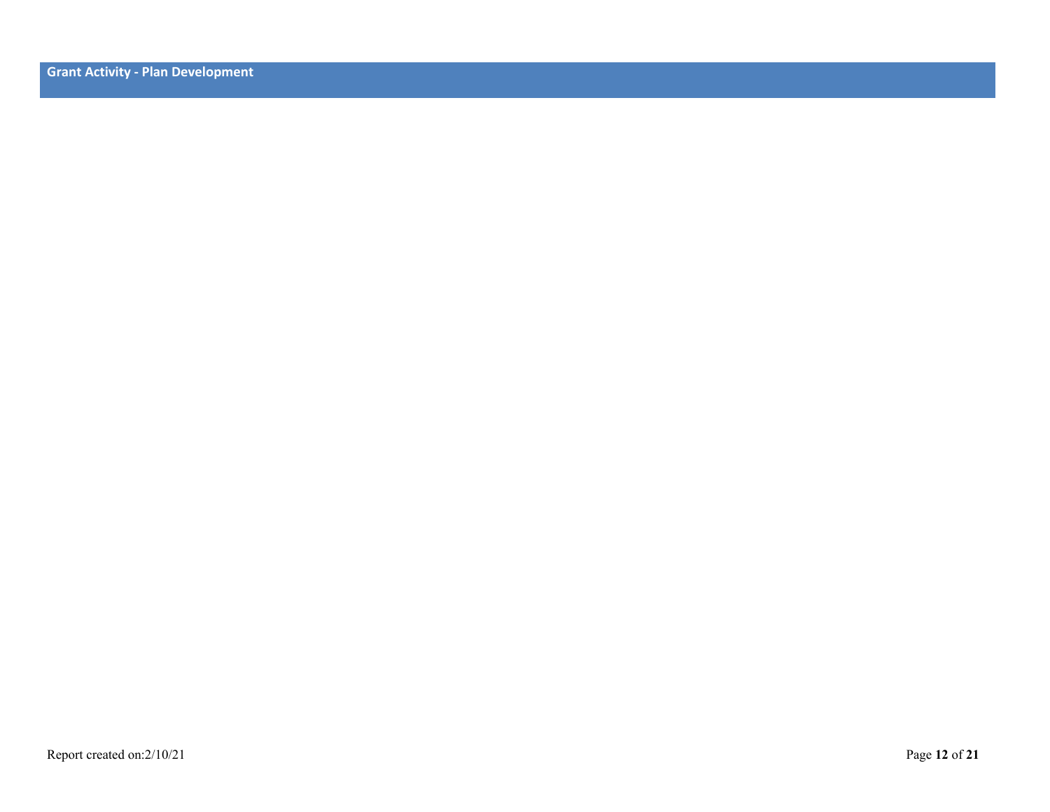## Grant Activity - Plan Development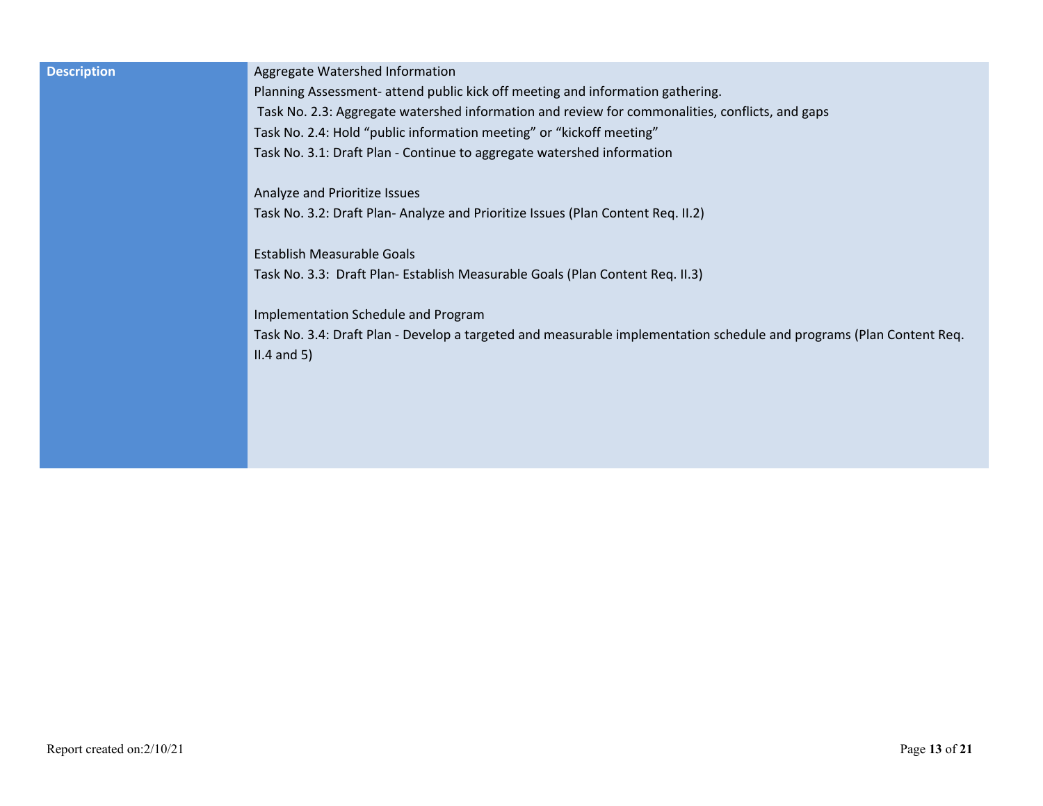| Description | Aggregate Watershed Information<br>Planning Assessment- attend public kick off meeting and information gathering.<br>Task No. 2.3: Aggregate watershed information and review for commonalities, conflicts, and gaps<br>Task No. 2.4: Hold "public information meeting" or "kickoff meeting"<br>Task No. 3.1: Draft Plan - Continue to aggregate watershed information<br><br>Analyze and Prioritize Issues<br>Task No. 3.2: Draft Plan- Analyze and Prioritize Issues (Plan Content Req. II.2)<br><br>Establish Measurable Goals<br>Task No. 3.3: Draft Plan- Establish Measurable Goals (Plan Content Req. II.3)<br><br>Implementation Schedule and Program<br>Task No. 3.4: Draft Plan - Develop a targeted and measurable implementation schedule and programs (Plan Content Req. II.4 and 5) |
|---|---|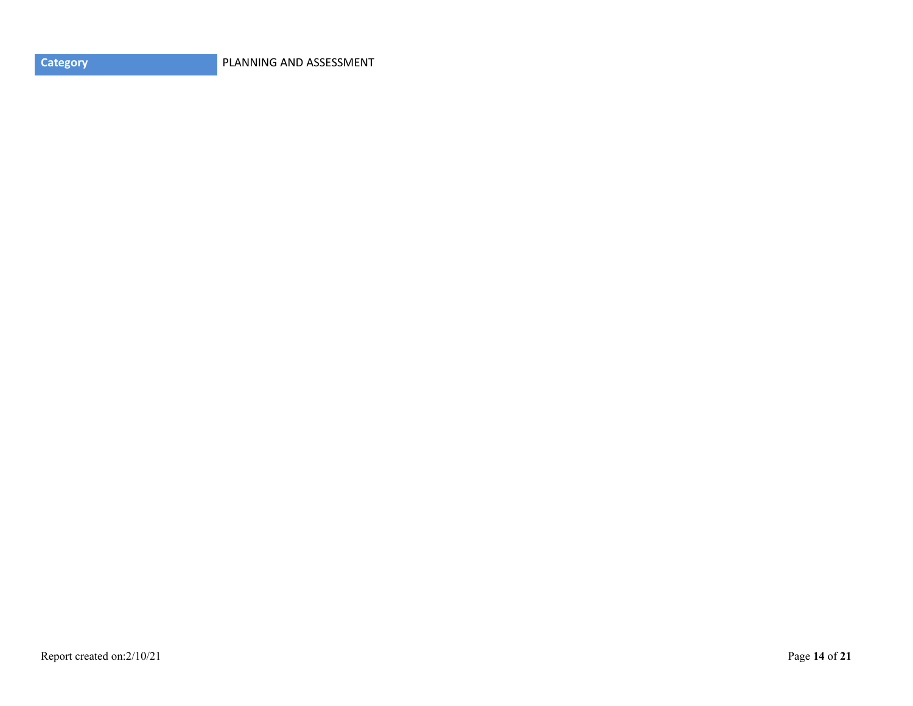| Category | PLANNING AND ASSESSMENT |
|---|---|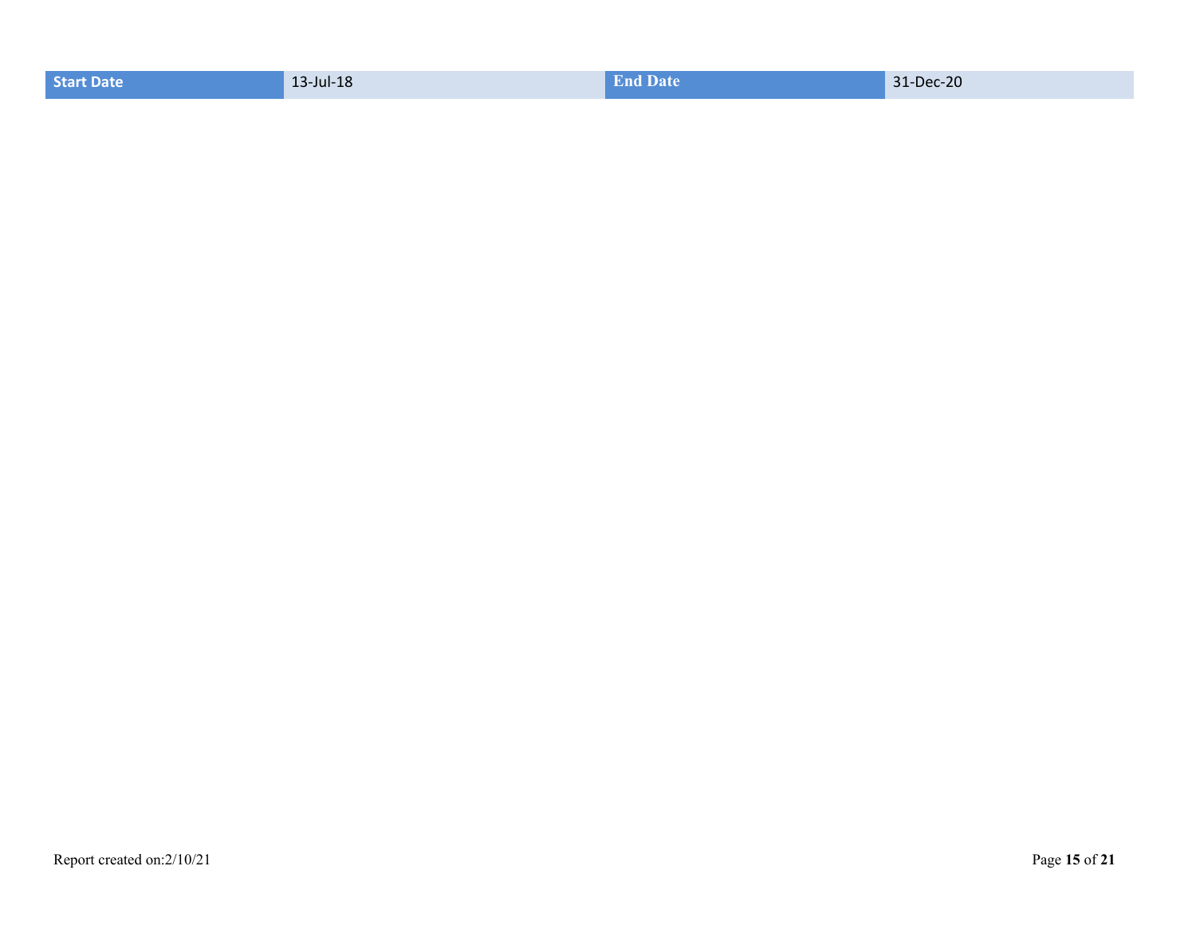| Start Date | 13-Jul-18 | End Date | 31-Dec-20 |
| --- | --- | --- | --- |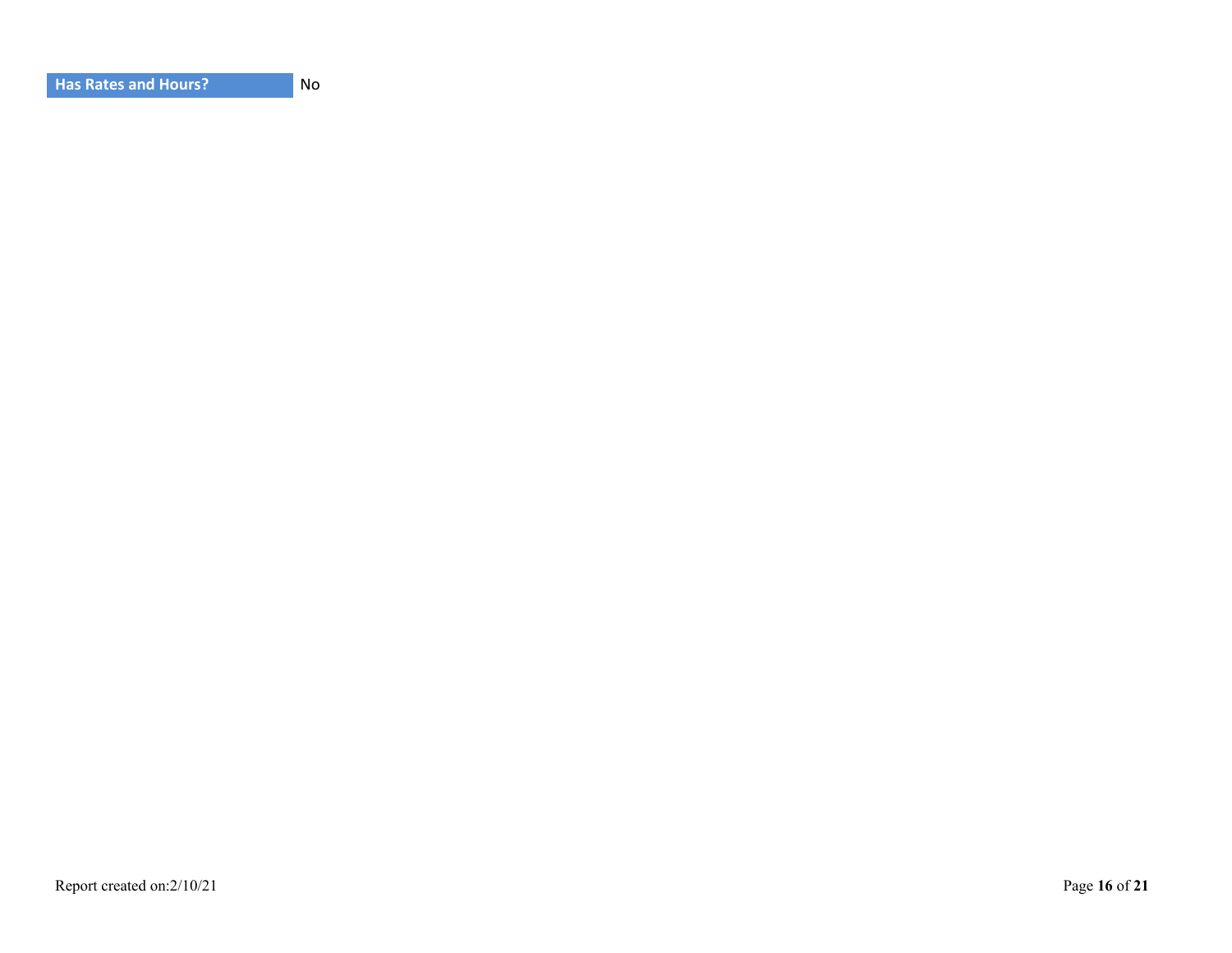| Has Rates and Hours? | No |
| --- | --- |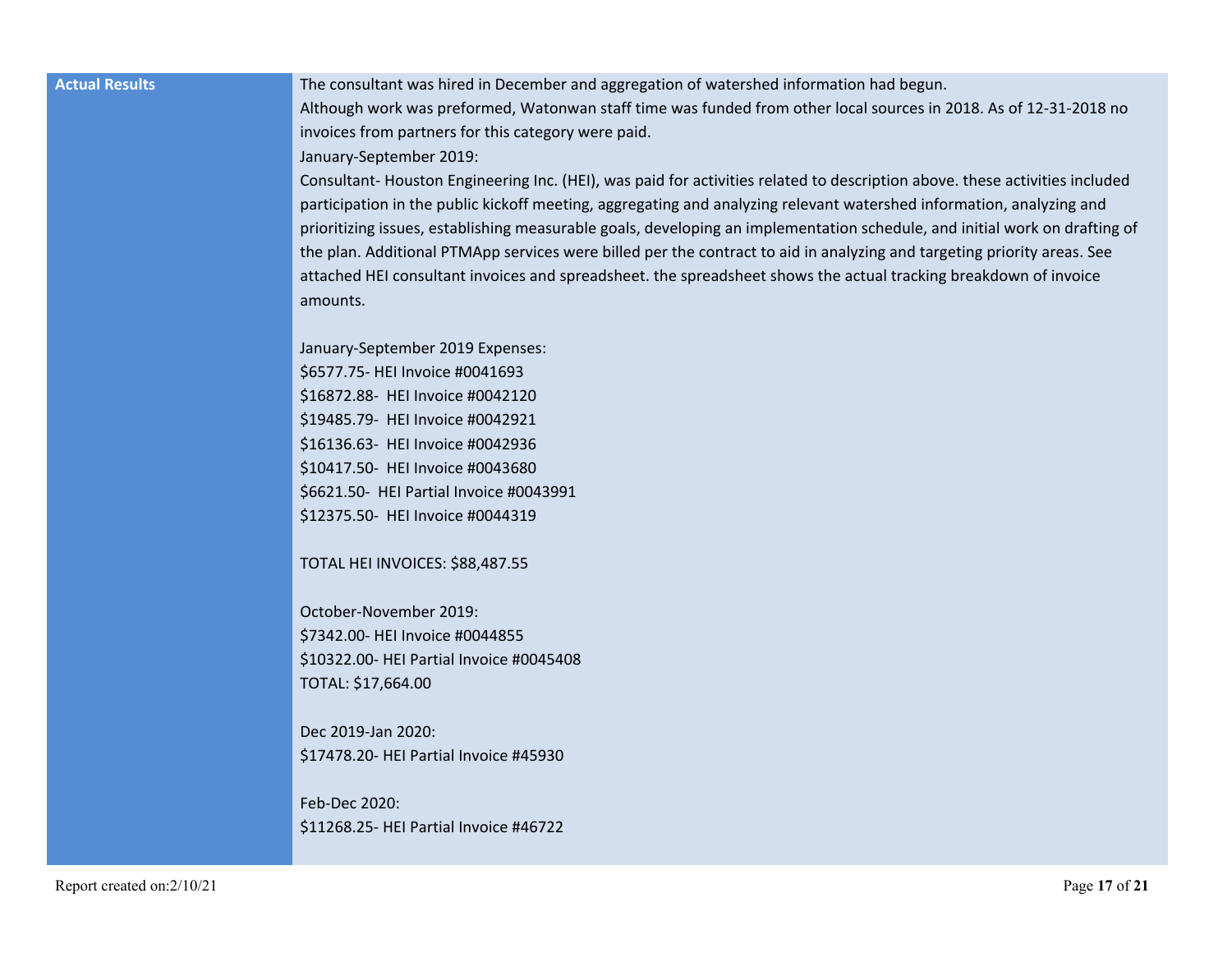| Actual Results | The consultant was hired in December and aggregation of watershed information had begun.<br>Although work was preformed, Watonwan staff time was funded from other local sources in 2018. As of 12-31-2018 no invoices from partners for this category were paid.<br>January-September 2019:<br>Consultant- Houston Engineering Inc. (HEI), was paid for activities related to description above. these activities included participation in the public kickoff meeting, aggregating and analyzing relevant watershed information, analyzing and prioritizing issues, establishing measurable goals, developing an implementation schedule, and initial work on drafting of the plan. Additional PTMApp services were billed per the contract to aid in analyzing and targeting priority areas. See attached HEI consultant invoices and spreadsheet. the spreadsheet shows the actual tracking breakdown of invoice amounts.<br><br>January-September 2019 Expenses:<br>$6577.75- HEI Invoice #0041693<br>$16872.88- HEI Invoice #0042120<br>$19485.79- HEI Invoice #0042921<br>$16136.63- HEI Invoice #0042936<br>$10417.50- HEI Invoice #0043680<br>$6621.50- HEI Partial Invoice #0043991<br>$12375.50- HEI Invoice #0044319<br><br>TOTAL HEI INVOICES: $88,487.55<br><br>October-November 2019:<br>$7342.00- HEI Invoice #0044855<br>$10322.00- HEI Partial Invoice #0045408<br>TOTAL: $17,664.00<br><br>Dec 2019-Jan 2020:<br>$17478.20- HEI Partial Invoice #45930<br><br>Feb-Dec 2020:<br>$11268.25- HEI Partial Invoice #46722 |
|---|---|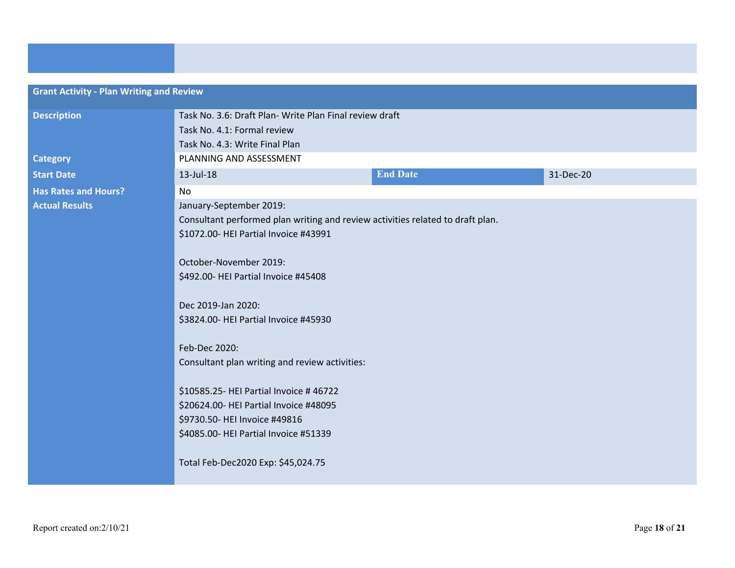| Grant Activity - Plan Writing and Review | | | |
|---|---|---|---|
| **Description** | Task No. 3.6: Draft Plan- Write Plan Final review draft<br>Task No. 4.1: Formal review<br>Task No. 4.3: Write Final Plan | | |
| **Category** | PLANNING AND ASSESSMENT | | |
| **Start Date** | 13-Jul-18 | **End Date** | 31-Dec-20 |
| **Has Rates and Hours?** | No | | |
| **Actual Results** | January-September 2019:<br>Consultant performed plan writing and review activities related to draft plan.<br>$1072.00- HEI Partial Invoice #43991<br><br>October-November 2019:<br>$492.00- HEI Partial Invoice #45408<br><br>Dec 2019-Jan 2020:<br>$3824.00- HEI Partial Invoice #45930<br><br>Feb-Dec 2020:<br>Consultant plan writing and review activities:<br><br>$10585.25- HEI Partial Invoice # 46722<br>$20624.00- HEI Partial Invoice #48095<br>$9730.50- HEI Invoice #49816<br>$4085.00- HEI Partial Invoice #51339<br><br>Total Feb-Dec2020 Exp: $45,024.75 | | |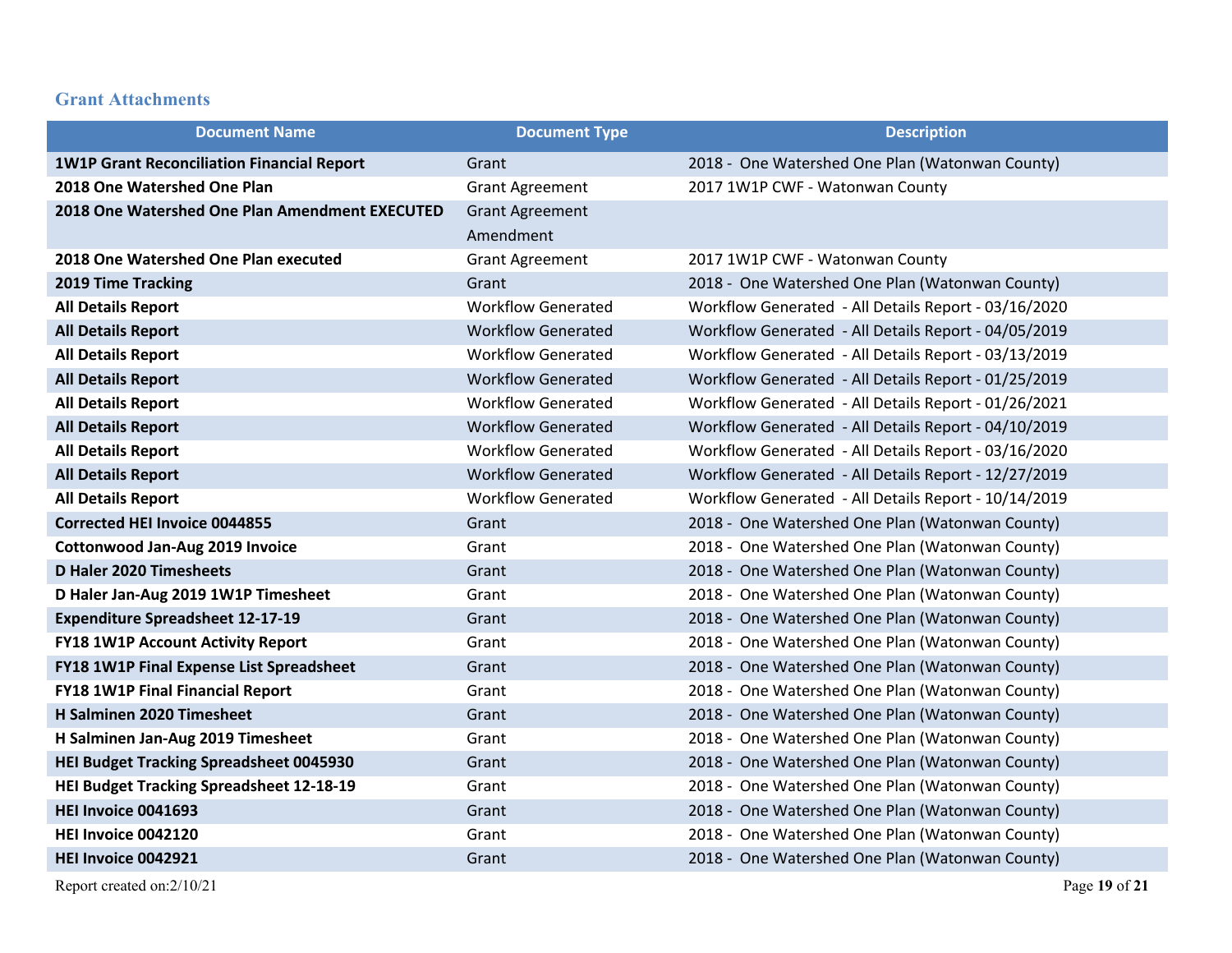## Grant Attachments

| Document Name | Document Type | Description |
| --- | --- | --- |
| **1W1P Grant Reconciliation Financial Report** | Grant | 2018 - One Watershed One Plan (Watonwan County) |
| **2018 One Watershed One Plan** | Grant Agreement | 2017 1W1P CWF - Watonwan County |
| **2018 One Watershed One Plan Amendment EXECUTED** | Grant Agreement Amendment | |
| **2018 One Watershed One Plan executed** | Grant Agreement | 2017 1W1P CWF - Watonwan County |
| **2019 Time Tracking** | Grant | 2018 - One Watershed One Plan (Watonwan County) |
| **All Details Report** | Workflow Generated | Workflow Generated - All Details Report - 03/16/2020 |
| **All Details Report** | Workflow Generated | Workflow Generated - All Details Report - 04/05/2019 |
| **All Details Report** | Workflow Generated | Workflow Generated - All Details Report - 03/13/2019 |
| **All Details Report** | Workflow Generated | Workflow Generated - All Details Report - 01/25/2019 |
| **All Details Report** | Workflow Generated | Workflow Generated - All Details Report - 01/26/2021 |
| **All Details Report** | Workflow Generated | Workflow Generated - All Details Report - 04/10/2019 |
| **All Details Report** | Workflow Generated | Workflow Generated - All Details Report - 03/16/2020 |
| **All Details Report** | Workflow Generated | Workflow Generated - All Details Report - 12/27/2019 |
| **All Details Report** | Workflow Generated | Workflow Generated - All Details Report - 10/14/2019 |
| **Corrected HEI Invoice 0044855** | Grant | 2018 - One Watershed One Plan (Watonwan County) |
| **Cottonwood Jan-Aug 2019 Invoice** | Grant | 2018 - One Watershed One Plan (Watonwan County) |
| **D Haler 2020 Timesheets** | Grant | 2018 - One Watershed One Plan (Watonwan County) |
| **D Haler Jan-Aug 2019 1W1P Timesheet** | Grant | 2018 - One Watershed One Plan (Watonwan County) |
| **Expenditure Spreadsheet 12-17-19** | Grant | 2018 - One Watershed One Plan (Watonwan County) |
| **FY18 1W1P Account Activity Report** | Grant | 2018 - One Watershed One Plan (Watonwan County) |
| **FY18 1W1P Final Expense List Spreadsheet** | Grant | 2018 - One Watershed One Plan (Watonwan County) |
| **FY18 1W1P Final Financial Report** | Grant | 2018 - One Watershed One Plan (Watonwan County) |
| **H Salminen 2020 Timesheet** | Grant | 2018 - One Watershed One Plan (Watonwan County) |
| **H Salminen Jan-Aug 2019 Timesheet** | Grant | 2018 - One Watershed One Plan (Watonwan County) |
| **HEI Budget Tracking Spreadsheet 0045930** | Grant | 2018 - One Watershed One Plan (Watonwan County) |
| **HEI Budget Tracking Spreadsheet 12-18-19** | Grant | 2018 - One Watershed One Plan (Watonwan County) |
| **HEI Invoice 0041693** | Grant | 2018 - One Watershed One Plan (Watonwan County) |
| **HEI Invoice 0042120** | Grant | 2018 - One Watershed One Plan (Watonwan County) |
| **HEI Invoice 0042921** | Grant | 2018 - One Watershed One Plan (Watonwan County) |

Report created on:2/10/21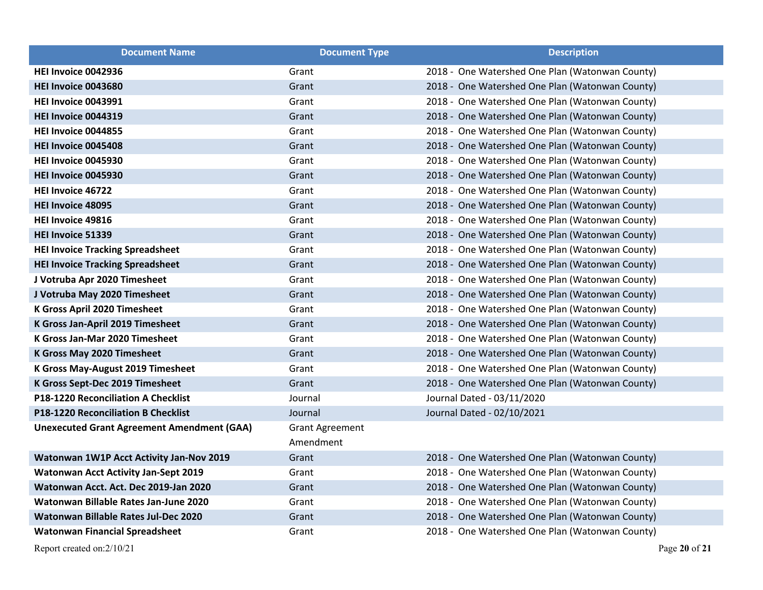| Document Name | Document Type | Description |
|---|---|---|
| **HEI Invoice 0042936** | Grant | 2018 - One Watershed One Plan (Watonwan County) |
| **HEI Invoice 0043680** | Grant | 2018 - One Watershed One Plan (Watonwan County) |
| **HEI Invoice 0043991** | Grant | 2018 - One Watershed One Plan (Watonwan County) |
| **HEI Invoice 0044319** | Grant | 2018 - One Watershed One Plan (Watonwan County) |
| **HEI Invoice 0044855** | Grant | 2018 - One Watershed One Plan (Watonwan County) |
| **HEI Invoice 0045408** | Grant | 2018 - One Watershed One Plan (Watonwan County) |
| **HEI Invoice 0045930** | Grant | 2018 - One Watershed One Plan (Watonwan County) |
| **HEI Invoice 0045930** | Grant | 2018 - One Watershed One Plan (Watonwan County) |
| **HEI Invoice 46722** | Grant | 2018 - One Watershed One Plan (Watonwan County) |
| **HEI Invoice 48095** | Grant | 2018 - One Watershed One Plan (Watonwan County) |
| **HEI Invoice 49816** | Grant | 2018 - One Watershed One Plan (Watonwan County) |
| **HEI Invoice 51339** | Grant | 2018 - One Watershed One Plan (Watonwan County) |
| **HEI Invoice Tracking Spreadsheet** | Grant | 2018 - One Watershed One Plan (Watonwan County) |
| **HEI Invoice Tracking Spreadsheet** | Grant | 2018 - One Watershed One Plan (Watonwan County) |
| **J Votruba Apr 2020 Timesheet** | Grant | 2018 - One Watershed One Plan (Watonwan County) |
| **J Votruba May 2020 Timesheet** | Grant | 2018 - One Watershed One Plan (Watonwan County) |
| **K Gross April 2020 Timesheet** | Grant | 2018 - One Watershed One Plan (Watonwan County) |
| **K Gross Jan-April 2019 Timesheet** | Grant | 2018 - One Watershed One Plan (Watonwan County) |
| **K Gross Jan-Mar 2020 Timesheet** | Grant | 2018 - One Watershed One Plan (Watonwan County) |
| **K Gross May 2020 Timesheet** | Grant | 2018 - One Watershed One Plan (Watonwan County) |
| **K Gross May-August 2019 Timesheet** | Grant | 2018 - One Watershed One Plan (Watonwan County) |
| **K Gross Sept-Dec 2019 Timesheet** | Grant | 2018 - One Watershed One Plan (Watonwan County) |
| **P18-1220 Reconciliation A Checklist** | Journal | Journal Dated - 03/11/2020 |
| **P18-1220 Reconciliation B Checklist** | Journal | Journal Dated - 02/10/2021 |
| **Unexecuted Grant Agreement Amendment (GAA)** | Grant Agreement Amendment | |
| **Watonwan 1W1P Acct Activity Jan-Nov 2019** | Grant | 2018 - One Watershed One Plan (Watonwan County) |
| **Watonwan Acct Activity Jan-Sept 2019** | Grant | 2018 - One Watershed One Plan (Watonwan County) |
| **Watonwan Acct. Act. Dec 2019-Jan 2020** | Grant | 2018 - One Watershed One Plan (Watonwan County) |
| **Watonwan Billable Rates Jan-June 2020** | Grant | 2018 - One Watershed One Plan (Watonwan County) |
| **Watonwan Billable Rates Jul-Dec 2020** | Grant | 2018 - One Watershed One Plan (Watonwan County) |
| **Watonwan Financial Spreadsheet** | Grant | 2018 - One Watershed One Plan (Watonwan County) |

Report created on:2/10/21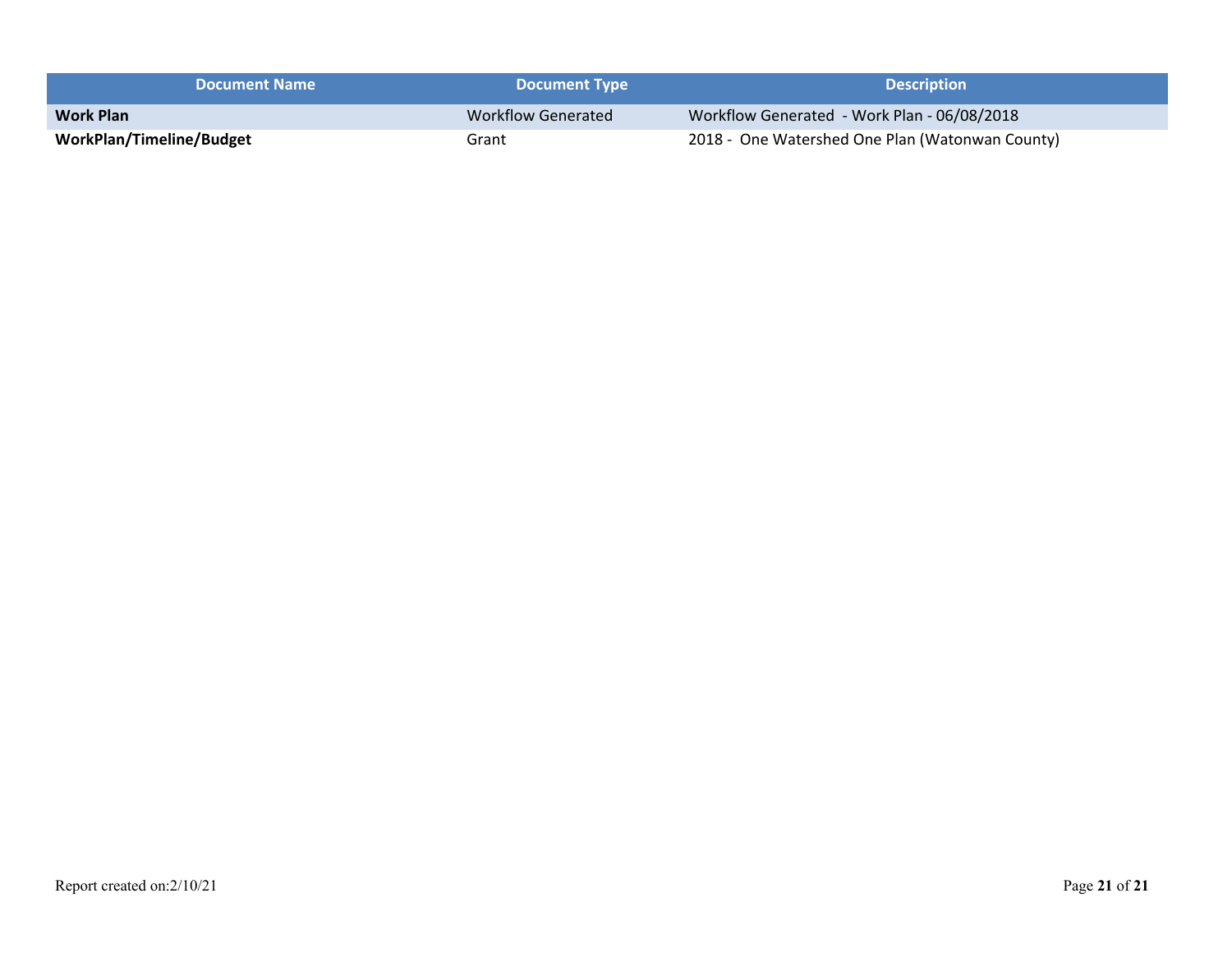| Document Name | Document Type | Description |
| --- | --- | --- |
| **Work Plan** | Workflow Generated | Workflow Generated - Work Plan - 06/08/2018 |
| **WorkPlan/Timeline/Budget** | Grant | 2018 - One Watershed One Plan (Watonwan County) |